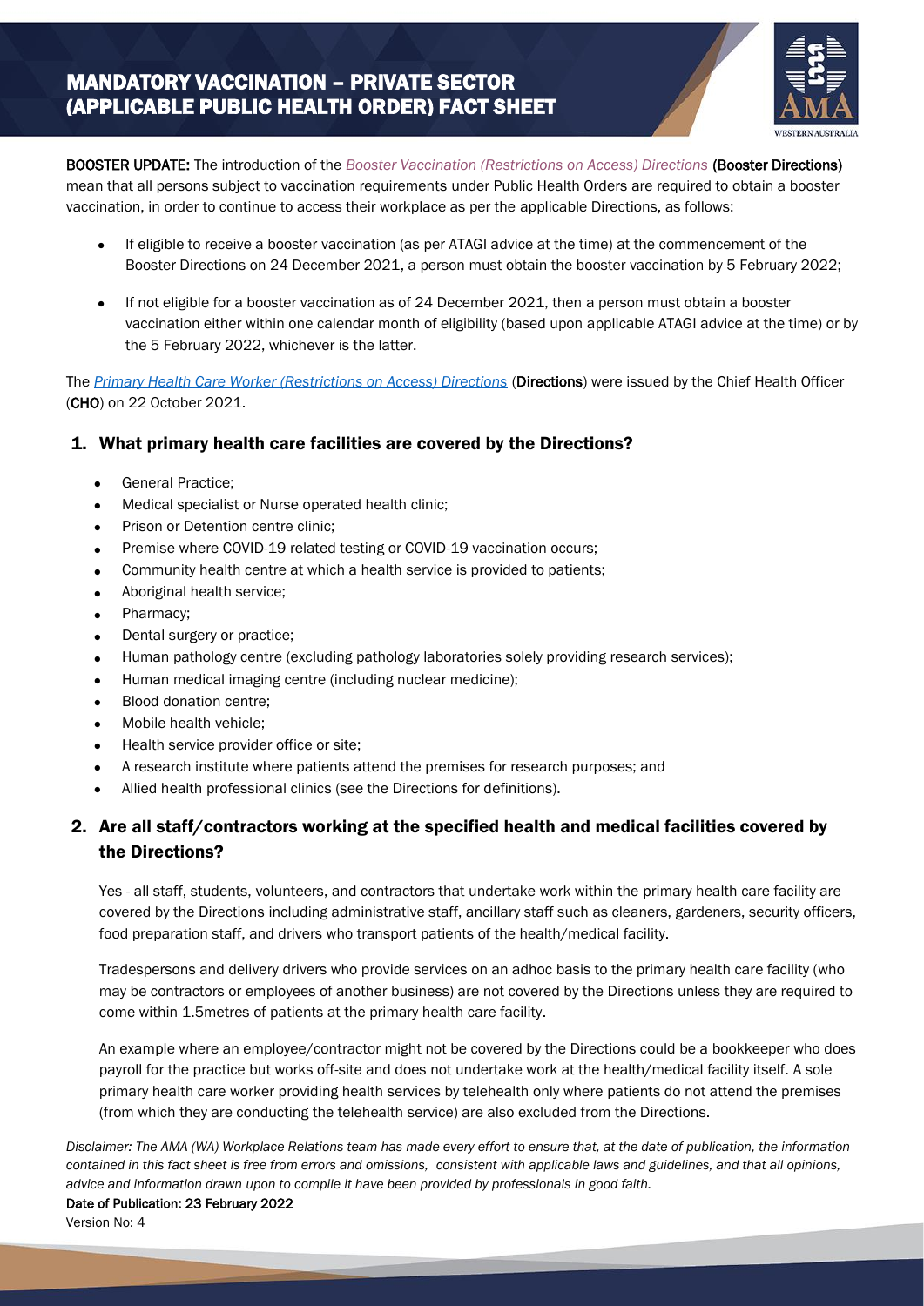# MANDATORY VACCINATION – PRIVATE SECTOR (APPLICABLE PUBLIC HEALTH ORDER) FACT SHEET

**BOOSTER UPDATE:** The introduction of the *Booster Vaccination (Restrictions on Access) Directions* **(Booster Directions)** mean that all persons subject to vaccination requirements under Public Health Orders are required to obtain a booster vaccination, in order to continue to access their workplace as per the applicable Directions, as follows:

- If eligible to receive a booster vaccination (as per ATAGI advice at the time) at the commencement of the Booster Directions on 24 December 2021, a person must obtain the booster vaccination by 5 February 2022;
- If not eligible for a booster vaccination as of 24 December 2021, then a person must obtain a booster vaccination either within one calendar month of eligibility (based upon applicable ATAGI advice at the time) or by the 5 February 2022, whichever is the latter.

The *Primary Health Care Worker (Restrictions on Access) Directions* (**Directions**) were issued by the Chief Health Officer (**CHO**) on 22 October 2021.

## 1. What primary health care facilities are covered by the Directions?

- General Practice;
- Medical specialist or Nurse operated health clinic;
- Prison or Detention centre clinic;
- Premise where COVID-19 related testing or COVID-19 vaccination occurs;
- Community health centre at which a health service is provided to patients;
- Aboriginal health service;
- Pharmacy;
- Dental surgery or practice;
- Human pathology centre (excluding pathology laboratories solely providing research services);
- Human medical imaging centre (including nuclear medicine);
- Blood donation centre;
- Mobile health vehicle;
- Health service provider office or site;
- A research institute where patients attend the premises for research purposes; and
- Allied health professional clinics (see the Directions for definitions).

## 2. Are all staff/contractors working at the specified health and medical facilities covered by the Directions?

Yes - all staff, students, volunteers, and contractors that undertake work within the primary health care facility are covered by the Directions including administrative staff, ancillary staff such as cleaners, gardeners, security officers, food preparation staff, and drivers who transport patients of the health/medical facility.

Tradespersons and delivery drivers who provide services on an adhoc basis to the primary health care facility (who may be contractors or employees of another business) are not covered by the Directions unless they are required to come within 1.5metres of patients at the primary health care facility.

An example where an employee/contractor might not be covered by the Directions could be a bookkeeper who does payroll for the practice but works off-site and does not undertake work at the health/medical facility itself. A sole primary health care worker providing health services by telehealth only where patients do not attend the premises (from which they are conducting the telehealth service) are also excluded from the Directions.

*Disclaimer: The AMA (WA) Workplace Relations team has made every effort to ensure that, at the date of publication, the information contained in this fact sheet is free from errors and omissions, consistent with applicable laws and guidelines, and that all opinions, advice and information drawn upon to compile it have been provided by professionals in good faith.*

**Date of Publication: 23 February 2022**

Version No: 4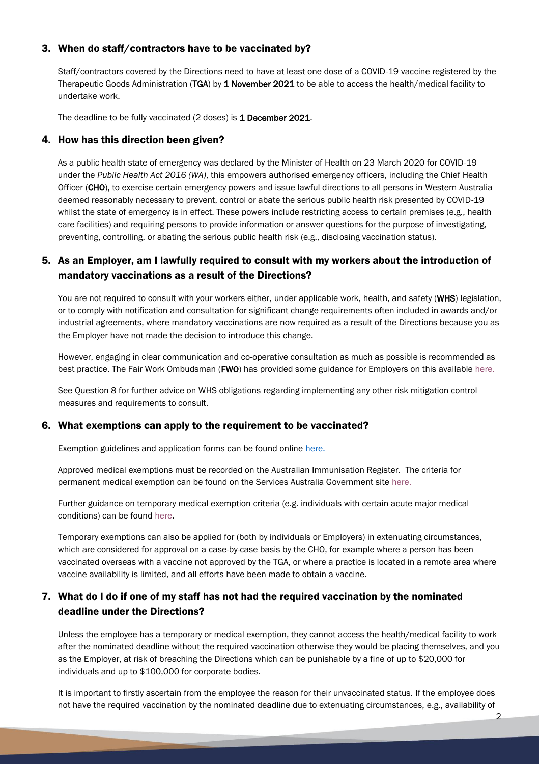## 3. When do staff/contractors have to be vaccinated by?

Staff/contractors covered by the Directions need to have at least one dose of a COVID-19 vaccine registered by the Therapeutic Goods Administration (**TGA**) by **1 November 2021** to be able to access the health/medical facility to undertake work.

The deadline to be fully vaccinated (2 doses) is **1 December 2021**.

## 4. How has this direction been given?

As a public health state of emergency was declared by the Minister of Health on 23 March 2020 for COVID-19 under the *Public Health Act 2016 (WA)*, this empowers authorised emergency officers, including the Chief Health Officer (**CHO**), to exercise certain emergency powers and issue lawful directions to all persons in Western Australia deemed reasonably necessary to prevent, control or abate the serious public health risk presented by COVID-19 whilst the state of emergency is in effect. These powers include restricting access to certain premises (e.g., health care facilities) and requiring persons to provide information or answer questions for the purpose of investigating, preventing, controlling, or abating the serious public health risk (e.g., disclosing vaccination status).

## 5. As an Employer, am I lawfully required to consult with my workers about the introduction of mandatory vaccinations as a result of the Directions?

You are not required to consult with your workers either, under applicable work, health, and safety (**WHS**) legislation, or to comply with notification and consultation for significant change requirements often included in awards and/or industrial agreements, where mandatory vaccinations are now required as a result of the Directions because you as the Employer have not made the decision to introduce this change.

However, engaging in clear communication and co-operative consultation as much as possible is recommended as best practice. The Fair Work Ombudsman (**FWO**) has provided some guidance for Employers on this available here.

See Question 8 for further advice on WHS obligations regarding implementing any other risk mitigation control measures and requirements to consult.

## 6. What exemptions can apply to the requirement to be vaccinated?

Exemption guidelines and application forms can be found online here.

Approved medical exemptions must be recorded on the Australian Immunisation Register. The criteria for permanent medical exemption can be found on the Services Australia Government site here.

Further guidance on temporary medical exemption criteria (e.g. individuals with certain acute major medical conditions) can be found here.

Temporary exemptions can also be applied for (both by individuals or Employers) in extenuating circumstances, which are considered for approval on a case-by-case basis by the CHO, for example where a person has been vaccinated overseas with a vaccine not approved by the TGA, or where a practice is located in a remote area where vaccine availability is limited, and all efforts have been made to obtain a vaccine.

## 7. What do I do if one of my staff has not had the required vaccination by the nominated deadline under the Directions?

Unless the employee has a temporary or medical exemption, they cannot access the health/medical facility to work after the nominated deadline without the required vaccination otherwise they would be placing themselves, and you as the Employer, at risk of breaching the Directions which can be punishable by a fine of up to $20,000 for individuals and up to $100,000 for corporate bodies.

It is important to firstly ascertain from the employee the reason for their unvaccinated status. If the employee does not have the required vaccination by the nominated deadline due to extenuating circumstances, e.g., availability of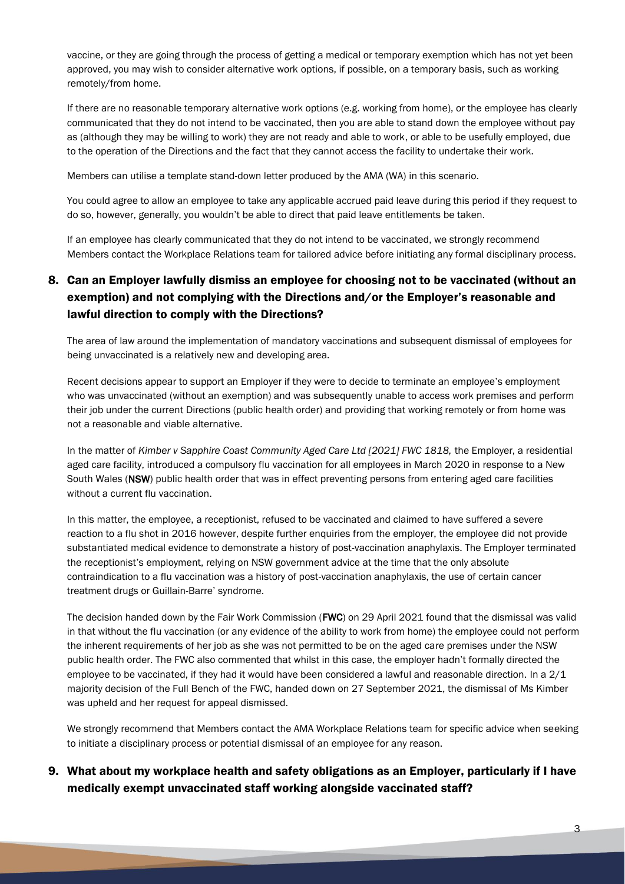vaccine, or they are going through the process of getting a medical or temporary exemption which has not yet been approved, you may wish to consider alternative work options, if possible, on a temporary basis, such as working remotely/from home.

If there are no reasonable temporary alternative work options (e.g. working from home), or the employee has clearly communicated that they do not intend to be vaccinated, then you are able to stand down the employee without pay as (although they may be willing to work) they are not ready and able to work, or able to be usefully employed, due to the operation of the Directions and the fact that they cannot access the facility to undertake their work.

Members can utilise a template stand-down letter produced by the AMA (WA) in this scenario.

You could agree to allow an employee to take any applicable accrued paid leave during this period if they request to do so, however, generally, you wouldn't be able to direct that paid leave entitlements be taken.

If an employee has clearly communicated that they do not intend to be vaccinated, we strongly recommend Members contact the Workplace Relations team for tailored advice before initiating any formal disciplinary process.

## 8. Can an Employer lawfully dismiss an employee for choosing not to be vaccinated (without an exemption) and not complying with the Directions and/or the Employer's reasonable and lawful direction to comply with the Directions?

The area of law around the implementation of mandatory vaccinations and subsequent dismissal of employees for being unvaccinated is a relatively new and developing area.

Recent decisions appear to support an Employer if they were to decide to terminate an employee's employment who was unvaccinated (without an exemption) and was subsequently unable to access work premises and perform their job under the current Directions (public health order) and providing that working remotely or from home was not a reasonable and viable alternative.

In the matter of *Kimber v Sapphire Coast Community Aged Care Ltd [2021] FWC 1818,* the Employer, a residential aged care facility, introduced a compulsory flu vaccination for all employees in March 2020 in response to a New South Wales (**NSW**) public health order that was in effect preventing persons from entering aged care facilities without a current flu vaccination.

In this matter, the employee, a receptionist, refused to be vaccinated and claimed to have suffered a severe reaction to a flu shot in 2016 however, despite further enquiries from the employer, the employee did not provide substantiated medical evidence to demonstrate a history of post-vaccination anaphylaxis. The Employer terminated the receptionist's employment, relying on NSW government advice at the time that the only absolute contraindication to a flu vaccination was a history of post-vaccination anaphylaxis, the use of certain cancer treatment drugs or Guillain-Barre' syndrome.

The decision handed down by the Fair Work Commission (**FWC**) on 29 April 2021 found that the dismissal was valid in that without the flu vaccination (or any evidence of the ability to work from home) the employee could not perform the inherent requirements of her job as she was not permitted to be on the aged care premises under the NSW public health order. The FWC also commented that whilst in this case, the employer hadn't formally directed the employee to be vaccinated, if they had it would have been considered a lawful and reasonable direction. In a 2/1 majority decision of the Full Bench of the FWC, handed down on 27 September 2021, the dismissal of Ms Kimber was upheld and her request for appeal dismissed.

We strongly recommend that Members contact the AMA Workplace Relations team for specific advice when seeking to initiate a disciplinary process or potential dismissal of an employee for any reason.

## 9. What about my workplace health and safety obligations as an Employer, particularly if I have medically exempt unvaccinated staff working alongside vaccinated staff?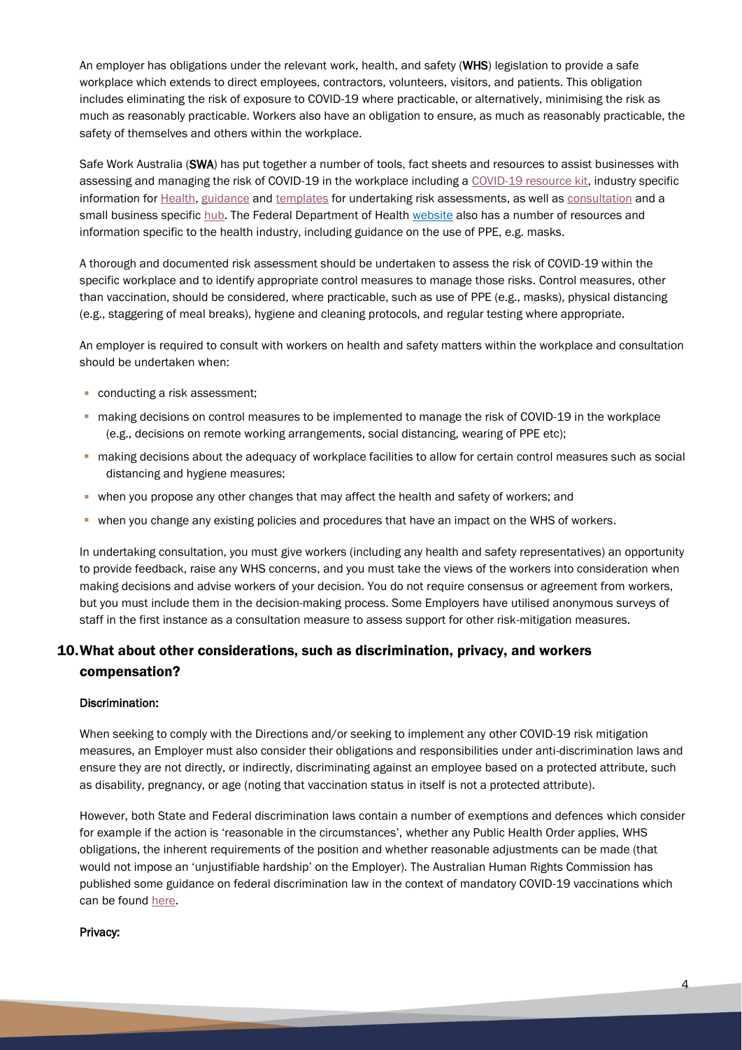An employer has obligations under the relevant work, health, and safety (**WHS**) legislation to provide a safe workplace which extends to direct employees, contractors, volunteers, visitors, and patients. This obligation includes eliminating the risk of exposure to COVID-19 where practicable, or alternatively, minimising the risk as much as reasonably practicable. Workers also have an obligation to ensure, as much as reasonably practicable, the safety of themselves and others within the workplace.

Safe Work Australia (**SWA**) has put together a number of tools, fact sheets and resources to assist businesses with assessing and managing the risk of COVID-19 in the workplace including a COVID-19 resource kit, industry specific information for Health, guidance and templates for undertaking risk assessments, as well as consultation and a small business specific hub. The Federal Department of Health website also has a number of resources and information specific to the health industry, including guidance on the use of PPE, e.g. masks.

A thorough and documented risk assessment should be undertaken to assess the risk of COVID-19 within the specific workplace and to identify appropriate control measures to manage those risks. Control measures, other than vaccination, should be considered, where practicable, such as use of PPE (e.g., masks), physical distancing (e.g., staggering of meal breaks), hygiene and cleaning protocols, and regular testing where appropriate.

An employer is required to consult with workers on health and safety matters within the workplace and consultation should be undertaken when:

- conducting a risk assessment;
- making decisions on control measures to be implemented to manage the risk of COVID-19 in the workplace (e.g., decisions on remote working arrangements, social distancing, wearing of PPE etc);
- making decisions about the adequacy of workplace facilities to allow for certain control measures such as social distancing and hygiene measures;
- when you propose any other changes that may affect the health and safety of workers; and
- when you change any existing policies and procedures that have an impact on the WHS of workers.

In undertaking consultation, you must give workers (including any health and safety representatives) an opportunity to provide feedback, raise any WHS concerns, and you must take the views of the workers into consideration when making decisions and advise workers of your decision. You do not require consensus or agreement from workers, but you must include them in the decision-making process. Some Employers have utilised anonymous surveys of staff in the first instance as a consultation measure to assess support for other risk-mitigation measures.

## 10. What about other considerations, such as discrimination, privacy, and workers compensation?

**Discrimination:**

When seeking to comply with the Directions and/or seeking to implement any other COVID-19 risk mitigation measures, an Employer must also consider their obligations and responsibilities under anti-discrimination laws and ensure they are not directly, or indirectly, discriminating against an employee based on a protected attribute, such as disability, pregnancy, or age (noting that vaccination status in itself is not a protected attribute).

However, both State and Federal discrimination laws contain a number of exemptions and defences which consider for example if the action is 'reasonable in the circumstances', whether any Public Health Order applies, WHS obligations, the inherent requirements of the position and whether reasonable adjustments can be made (that would not impose an 'unjustifiable hardship' on the Employer). The Australian Human Rights Commission has published some guidance on federal discrimination law in the context of mandatory COVID-19 vaccinations which can be found here.

**Privacy:**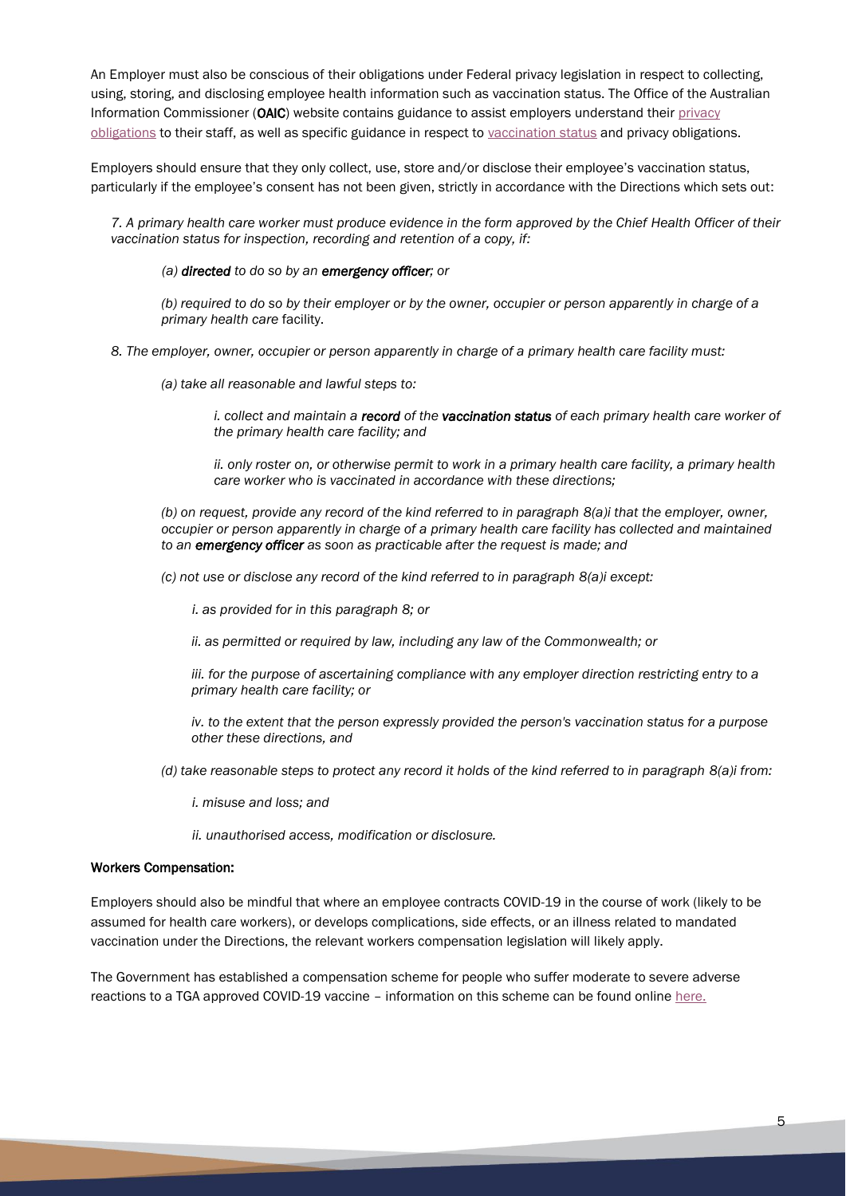An Employer must also be conscious of their obligations under Federal privacy legislation in respect to collecting, using, storing, and disclosing employee health information such as vaccination status. The Office of the Australian Information Commissioner (**OAIC**) website contains guidance to assist employers understand their privacy obligations to their staff, as well as specific guidance in respect to vaccination status and privacy obligations.

Employers should ensure that they only collect, use, store and/or disclose their employee's vaccination status, particularly if the employee's consent has not been given, strictly in accordance with the Directions which sets out:

> *7. A primary health care worker must produce evidence in the form approved by the Chief Health Officer of their vaccination status for inspection, recording and retention of a copy, if:*
>
> > *(a)* ***directed*** *to do so by an* ***emergency officer****; or*
> >
> > *(b) required to do so by their employer or by the owner, occupier or person apparently in charge of a primary health care* facility.
>
> *8. The employer, owner, occupier or person apparently in charge of a primary health care facility must:*
>
> > *(a) take all reasonable and lawful steps to:*
> >
> > > *i. collect and maintain a* ***record*** *of the* ***vaccination status*** *of each primary health care worker of the primary health care facility; and*
> > >
> > > *ii. only roster on, or otherwise permit to work in a primary health care facility, a primary health care worker who is vaccinated in accordance with these directions;*
> >
> > *(b) on request, provide any record of the kind referred to in paragraph 8(a)i that the employer, owner, occupier or person apparently in charge of a primary health care facility has collected and maintained to an* ***emergency officer*** *as soon as practicable after the request is made; and*
> >
> > *(c) not use or disclose any record of the kind referred to in paragraph 8(a)i except:*
> >
> > > *i. as provided for in this paragraph 8; or*
> > >
> > > *ii. as permitted or required by law, including any law of the Commonwealth; or*
> > >
> > > *iii. for the purpose of ascertaining compliance with any employer direction restricting entry to a primary health care facility; or*
> > >
> > > *iv. to the extent that the person expressly provided the person's vaccination status for a purpose other these directions, and*
> >
> > *(d) take reasonable steps to protect any record it holds of the kind referred to in paragraph 8(a)i from:*
> >
> > > *i. misuse and loss; and*
> > >
> > > *ii. unauthorised access, modification or disclosure.*

**Workers Compensation:**

Employers should also be mindful that where an employee contracts COVID-19 in the course of work (likely to be assumed for health care workers), or develops complications, side effects, or an illness related to mandated vaccination under the Directions, the relevant workers compensation legislation will likely apply.

The Government has established a compensation scheme for people who suffer moderate to severe adverse reactions to a TGA approved COVID-19 vaccine – information on this scheme can be found online here.